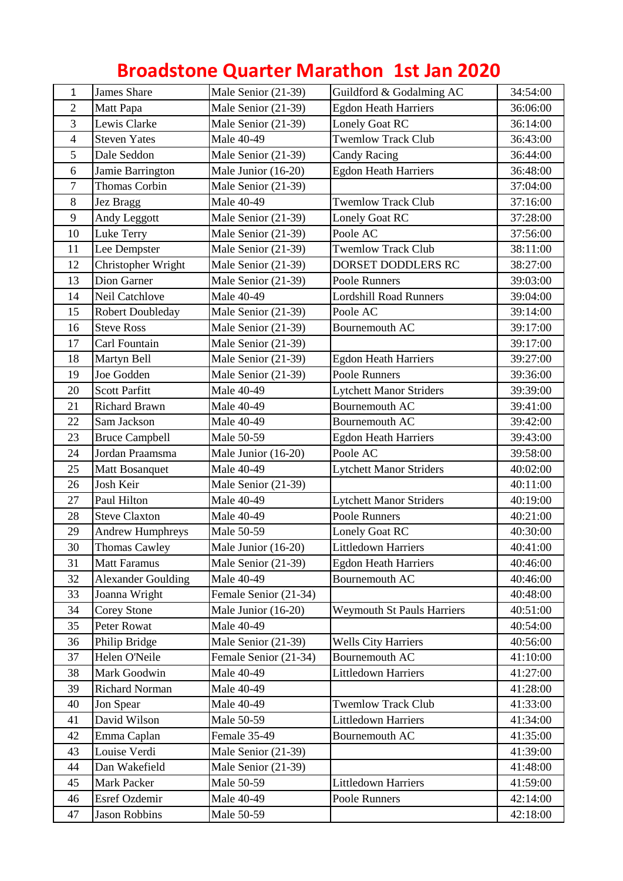# Broadstone Quarter Marathon 1st Jan 2020

| | | | | |
|---|---|---|---|---|
| 1 | James Share | Male Senior (21-39) | Guildford & Godalming AC | 34:54:00 |
| 2 | Matt Papa | Male Senior (21-39) | Egdon Heath Harriers | 36:06:00 |
| 3 | Lewis Clarke | Male Senior (21-39) | Lonely Goat RC | 36:14:00 |
| 4 | Steven Yates | Male 40-49 | Twemlow Track Club | 36:43:00 |
| 5 | Dale Seddon | Male Senior (21-39) | Candy Racing | 36:44:00 |
| 6 | Jamie Barrington | Male Junior (16-20) | Egdon Heath Harriers | 36:48:00 |
| 7 | Thomas Corbin | Male Senior (21-39) | | 37:04:00 |
| 8 | Jez Bragg | Male 40-49 | Twemlow Track Club | 37:16:00 |
| 9 | Andy Leggott | Male Senior (21-39) | Lonely Goat RC | 37:28:00 |
| 10 | Luke Terry | Male Senior (21-39) | Poole AC | 37:56:00 |
| 11 | Lee Dempster | Male Senior (21-39) | Twemlow Track Club | 38:11:00 |
| 12 | Christopher Wright | Male Senior (21-39) | DORSET DODDLERS RC | 38:27:00 |
| 13 | Dion Garner | Male Senior (21-39) | Poole Runners | 39:03:00 |
| 14 | Neil Catchlove | Male 40-49 | Lordshill Road Runners | 39:04:00 |
| 15 | Robert Doubleday | Male Senior (21-39) | Poole AC | 39:14:00 |
| 16 | Steve Ross | Male Senior (21-39) | Bournemouth AC | 39:17:00 |
| 17 | Carl Fountain | Male Senior (21-39) | | 39:17:00 |
| 18 | Martyn Bell | Male Senior (21-39) | Egdon Heath Harriers | 39:27:00 |
| 19 | Joe Godden | Male Senior (21-39) | Poole Runners | 39:36:00 |
| 20 | Scott Parfitt | Male 40-49 | Lytchett Manor Striders | 39:39:00 |
| 21 | Richard Brawn | Male 40-49 | Bournemouth AC | 39:41:00 |
| 22 | Sam Jackson | Male 40-49 | Bournemouth AC | 39:42:00 |
| 23 | Bruce Campbell | Male 50-59 | Egdon Heath Harriers | 39:43:00 |
| 24 | Jordan Praamsma | Male Junior (16-20) | Poole AC | 39:58:00 |
| 25 | Matt Bosanquet | Male 40-49 | Lytchett Manor Striders | 40:02:00 |
| 26 | Josh Keir | Male Senior (21-39) | | 40:11:00 |
| 27 | Paul Hilton | Male 40-49 | Lytchett Manor Striders | 40:19:00 |
| 28 | Steve Claxton | Male 40-49 | Poole Runners | 40:21:00 |
| 29 | Andrew Humphreys | Male 50-59 | Lonely Goat RC | 40:30:00 |
| 30 | Thomas Cawley | Male Junior (16-20) | Littledown Harriers | 40:41:00 |
| 31 | Matt Faramus | Male Senior (21-39) | Egdon Heath Harriers | 40:46:00 |
| 32 | Alexander Goulding | Male 40-49 | Bournemouth AC | 40:46:00 |
| 33 | Joanna Wright | Female Senior (21-34) | | 40:48:00 |
| 34 | Corey Stone | Male Junior (16-20) | Weymouth St Pauls Harriers | 40:51:00 |
| 35 | Peter Rowat | Male 40-49 | | 40:54:00 |
| 36 | Philip Bridge | Male Senior (21-39) | Wells City Harriers | 40:56:00 |
| 37 | Helen O'Neile | Female Senior (21-34) | Bournemouth AC | 41:10:00 |
| 38 | Mark Goodwin | Male 40-49 | Littledown Harriers | 41:27:00 |
| 39 | Richard Norman | Male 40-49 | | 41:28:00 |
| 40 | Jon Spear | Male 40-49 | Twemlow Track Club | 41:33:00 |
| 41 | David Wilson | Male 50-59 | Littledown Harriers | 41:34:00 |
| 42 | Emma Caplan | Female 35-49 | Bournemouth AC | 41:35:00 |
| 43 | Louise Verdi | Male Senior (21-39) | | 41:39:00 |
| 44 | Dan Wakefield | Male Senior (21-39) | | 41:48:00 |
| 45 | Mark Packer | Male 50-59 | Littledown Harriers | 41:59:00 |
| 46 | Esref Ozdemir | Male 40-49 | Poole Runners | 42:14:00 |
| 47 | Jason Robbins | Male 50-59 | | 42:18:00 |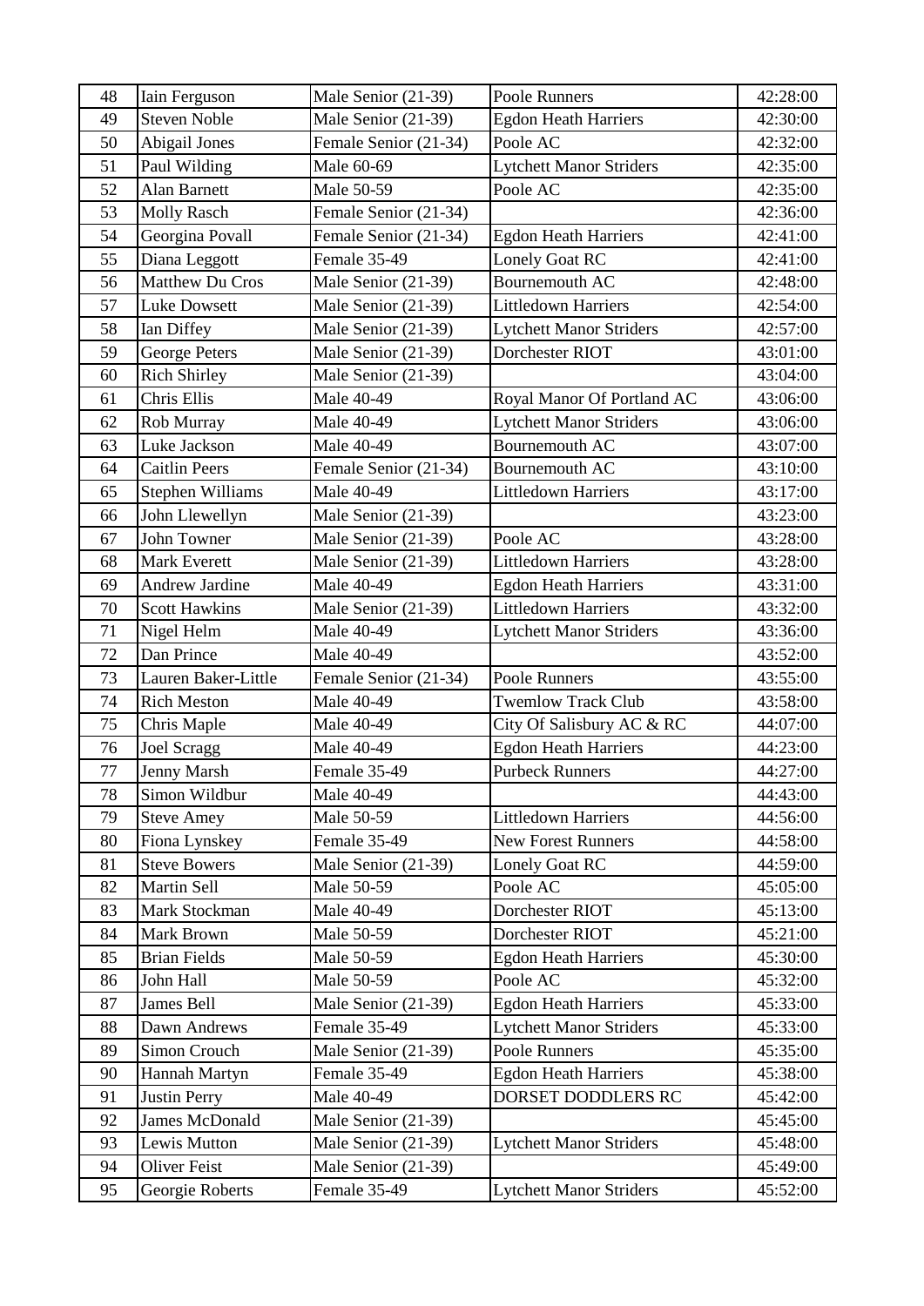| 48 | Iain Ferguson | Male Senior (21-39) | Poole Runners | 42:28:00 |
|---|---|---|---|---|
| 49 | Steven Noble | Male Senior (21-39) | Egdon Heath Harriers | 42:30:00 |
| 50 | Abigail Jones | Female Senior (21-34) | Poole AC | 42:32:00 |
| 51 | Paul Wilding | Male 60-69 | Lytchett Manor Striders | 42:35:00 |
| 52 | Alan Barnett | Male 50-59 | Poole AC | 42:35:00 |
| 53 | Molly Rasch | Female Senior (21-34) | | 42:36:00 |
| 54 | Georgina Povall | Female Senior (21-34) | Egdon Heath Harriers | 42:41:00 |
| 55 | Diana Leggott | Female 35-49 | Lonely Goat RC | 42:41:00 |
| 56 | Matthew Du Cros | Male Senior (21-39) | Bournemouth AC | 42:48:00 |
| 57 | Luke Dowsett | Male Senior (21-39) | Littledown Harriers | 42:54:00 |
| 58 | Ian Diffey | Male Senior (21-39) | Lytchett Manor Striders | 42:57:00 |
| 59 | George Peters | Male Senior (21-39) | Dorchester RIOT | 43:01:00 |
| 60 | Rich Shirley | Male Senior (21-39) | | 43:04:00 |
| 61 | Chris Ellis | Male 40-49 | Royal Manor Of Portland AC | 43:06:00 |
| 62 | Rob Murray | Male 40-49 | Lytchett Manor Striders | 43:06:00 |
| 63 | Luke Jackson | Male 40-49 | Bournemouth AC | 43:07:00 |
| 64 | Caitlin Peers | Female Senior (21-34) | Bournemouth AC | 43:10:00 |
| 65 | Stephen Williams | Male 40-49 | Littledown Harriers | 43:17:00 |
| 66 | John Llewellyn | Male Senior (21-39) | | 43:23:00 |
| 67 | John Towner | Male Senior (21-39) | Poole AC | 43:28:00 |
| 68 | Mark Everett | Male Senior (21-39) | Littledown Harriers | 43:28:00 |
| 69 | Andrew Jardine | Male 40-49 | Egdon Heath Harriers | 43:31:00 |
| 70 | Scott Hawkins | Male Senior (21-39) | Littledown Harriers | 43:32:00 |
| 71 | Nigel Helm | Male 40-49 | Lytchett Manor Striders | 43:36:00 |
| 72 | Dan Prince | Male 40-49 | | 43:52:00 |
| 73 | Lauren Baker-Little | Female Senior (21-34) | Poole Runners | 43:55:00 |
| 74 | Rich Meston | Male 40-49 | Twemlow Track Club | 43:58:00 |
| 75 | Chris Maple | Male 40-49 | City Of Salisbury AC & RC | 44:07:00 |
| 76 | Joel Scragg | Male 40-49 | Egdon Heath Harriers | 44:23:00 |
| 77 | Jenny Marsh | Female 35-49 | Purbeck Runners | 44:27:00 |
| 78 | Simon Wildbur | Male 40-49 | | 44:43:00 |
| 79 | Steve Amey | Male 50-59 | Littledown Harriers | 44:56:00 |
| 80 | Fiona Lynskey | Female 35-49 | New Forest Runners | 44:58:00 |
| 81 | Steve Bowers | Male Senior (21-39) | Lonely Goat RC | 44:59:00 |
| 82 | Martin Sell | Male 50-59 | Poole AC | 45:05:00 |
| 83 | Mark Stockman | Male 40-49 | Dorchester RIOT | 45:13:00 |
| 84 | Mark Brown | Male 50-59 | Dorchester RIOT | 45:21:00 |
| 85 | Brian Fields | Male 50-59 | Egdon Heath Harriers | 45:30:00 |
| 86 | John Hall | Male 50-59 | Poole AC | 45:32:00 |
| 87 | James Bell | Male Senior (21-39) | Egdon Heath Harriers | 45:33:00 |
| 88 | Dawn Andrews | Female 35-49 | Lytchett Manor Striders | 45:33:00 |
| 89 | Simon Crouch | Male Senior (21-39) | Poole Runners | 45:35:00 |
| 90 | Hannah Martyn | Female 35-49 | Egdon Heath Harriers | 45:38:00 |
| 91 | Justin Perry | Male 40-49 | DORSET DODDLERS RC | 45:42:00 |
| 92 | James McDonald | Male Senior (21-39) | | 45:45:00 |
| 93 | Lewis Mutton | Male Senior (21-39) | Lytchett Manor Striders | 45:48:00 |
| 94 | Oliver Feist | Male Senior (21-39) | | 45:49:00 |
| 95 | Georgie Roberts | Female 35-49 | Lytchett Manor Striders | 45:52:00 |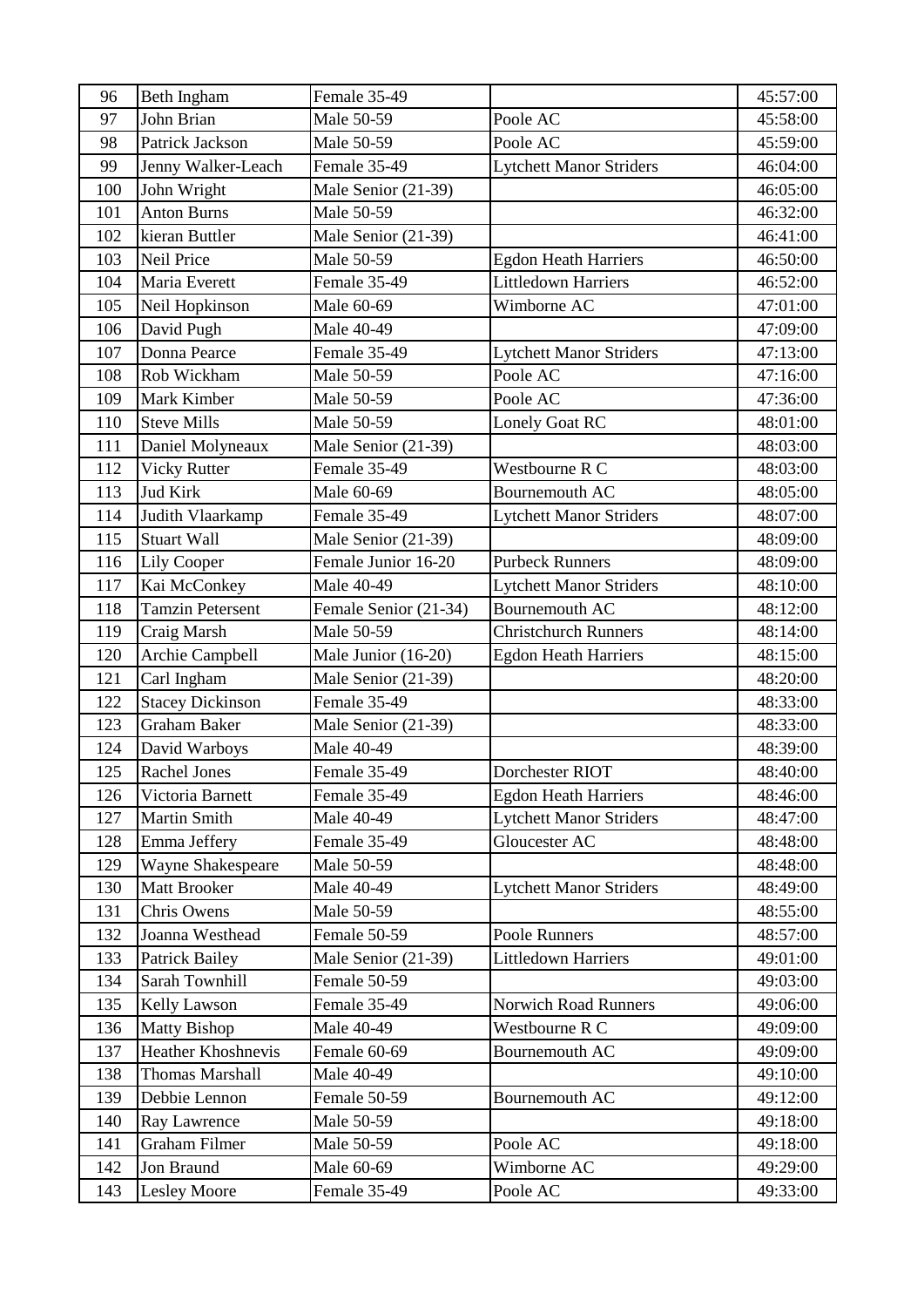| 96 | Beth Ingham | Female 35-49 | | 45:57:00 |
|---|---|---|---|---|
| 97 | John Brian | Male 50-59 | Poole AC | 45:58:00 |
| 98 | Patrick Jackson | Male 50-59 | Poole AC | 45:59:00 |
| 99 | Jenny Walker-Leach | Female 35-49 | Lytchett Manor Striders | 46:04:00 |
| 100 | John Wright | Male Senior (21-39) | | 46:05:00 |
| 101 | Anton Burns | Male 50-59 | | 46:32:00 |
| 102 | kieran Buttler | Male Senior (21-39) | | 46:41:00 |
| 103 | Neil Price | Male 50-59 | Egdon Heath Harriers | 46:50:00 |
| 104 | Maria Everett | Female 35-49 | Littledown Harriers | 46:52:00 |
| 105 | Neil Hopkinson | Male 60-69 | Wimborne AC | 47:01:00 |
| 106 | David Pugh | Male 40-49 | | 47:09:00 |
| 107 | Donna Pearce | Female 35-49 | Lytchett Manor Striders | 47:13:00 |
| 108 | Rob Wickham | Male 50-59 | Poole AC | 47:16:00 |
| 109 | Mark Kimber | Male 50-59 | Poole AC | 47:36:00 |
| 110 | Steve Mills | Male 50-59 | Lonely Goat RC | 48:01:00 |
| 111 | Daniel Molyneaux | Male Senior (21-39) | | 48:03:00 |
| 112 | Vicky Rutter | Female 35-49 | Westbourne R C | 48:03:00 |
| 113 | Jud Kirk | Male 60-69 | Bournemouth AC | 48:05:00 |
| 114 | Judith Vlaarkamp | Female 35-49 | Lytchett Manor Striders | 48:07:00 |
| 115 | Stuart Wall | Male Senior (21-39) | | 48:09:00 |
| 116 | Lily Cooper | Female Junior 16-20 | Purbeck Runners | 48:09:00 |
| 117 | Kai McConkey | Male 40-49 | Lytchett Manor Striders | 48:10:00 |
| 118 | Tamzin Petersent | Female Senior (21-34) | Bournemouth AC | 48:12:00 |
| 119 | Craig Marsh | Male 50-59 | Christchurch Runners | 48:14:00 |
| 120 | Archie Campbell | Male Junior (16-20) | Egdon Heath Harriers | 48:15:00 |
| 121 | Carl Ingham | Male Senior (21-39) | | 48:20:00 |
| 122 | Stacey Dickinson | Female 35-49 | | 48:33:00 |
| 123 | Graham Baker | Male Senior (21-39) | | 48:33:00 |
| 124 | David Warboys | Male 40-49 | | 48:39:00 |
| 125 | Rachel Jones | Female 35-49 | Dorchester RIOT | 48:40:00 |
| 126 | Victoria Barnett | Female 35-49 | Egdon Heath Harriers | 48:46:00 |
| 127 | Martin Smith | Male 40-49 | Lytchett Manor Striders | 48:47:00 |
| 128 | Emma Jeffery | Female 35-49 | Gloucester AC | 48:48:00 |
| 129 | Wayne Shakespeare | Male 50-59 | | 48:48:00 |
| 130 | Matt Brooker | Male 40-49 | Lytchett Manor Striders | 48:49:00 |
| 131 | Chris Owens | Male 50-59 | | 48:55:00 |
| 132 | Joanna Westhead | Female 50-59 | Poole Runners | 48:57:00 |
| 133 | Patrick Bailey | Male Senior (21-39) | Littledown Harriers | 49:01:00 |
| 134 | Sarah Townhill | Female 50-59 | | 49:03:00 |
| 135 | Kelly Lawson | Female 35-49 | Norwich Road Runners | 49:06:00 |
| 136 | Matty Bishop | Male 40-49 | Westbourne R C | 49:09:00 |
| 137 | Heather Khoshnevis | Female 60-69 | Bournemouth AC | 49:09:00 |
| 138 | Thomas Marshall | Male 40-49 | | 49:10:00 |
| 139 | Debbie Lennon | Female 50-59 | Bournemouth AC | 49:12:00 |
| 140 | Ray Lawrence | Male 50-59 | | 49:18:00 |
| 141 | Graham Filmer | Male 50-59 | Poole AC | 49:18:00 |
| 142 | Jon Braund | Male 60-69 | Wimborne AC | 49:29:00 |
| 143 | Lesley Moore | Female 35-49 | Poole AC | 49:33:00 |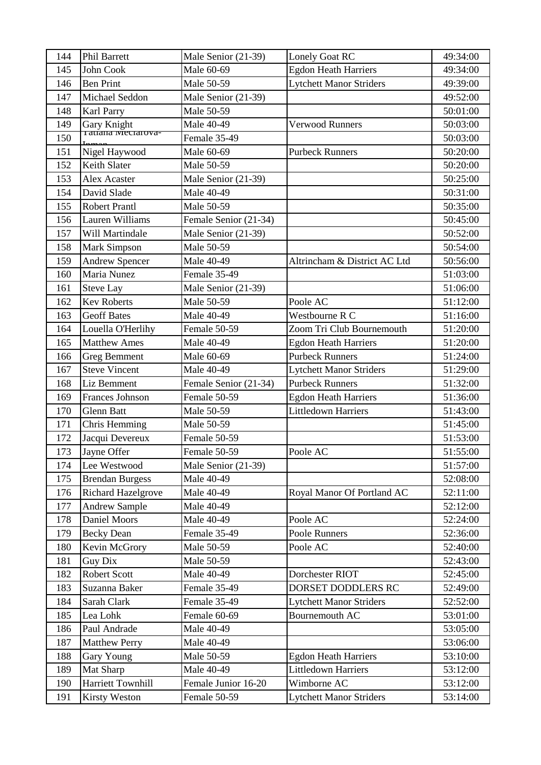| 144 | Phil Barrett | Male Senior (21-39) | Lonely Goat RC | 49:34:00 |
|---|---|---|---|---|
| 145 | John Cook | Male 60-69 | Egdon Heath Harriers | 49:34:00 |
| 146 | Ben Print | Male 50-59 | Lytchett Manor Striders | 49:39:00 |
| 147 | Michael Seddon | Male Senior (21-39) | | 49:52:00 |
| 148 | Karl Parry | Male 50-59 | | 50:01:00 |
| 149 | Gary Knight | Male 40-49 | Verwood Runners | 50:03:00 |
| 150 | Tatiana Meciarova-Inman | Female 35-49 | | 50:03:00 |
| 151 | Nigel Haywood | Male 60-69 | Purbeck Runners | 50:20:00 |
| 152 | Keith Slater | Male 50-59 | | 50:20:00 |
| 153 | Alex Acaster | Male Senior (21-39) | | 50:25:00 |
| 154 | David Slade | Male 40-49 | | 50:31:00 |
| 155 | Robert Prantl | Male 50-59 | | 50:35:00 |
| 156 | Lauren Williams | Female Senior (21-34) | | 50:45:00 |
| 157 | Will Martindale | Male Senior (21-39) | | 50:52:00 |
| 158 | Mark Simpson | Male 50-59 | | 50:54:00 |
| 159 | Andrew Spencer | Male 40-49 | Altrincham & District AC Ltd | 50:56:00 |
| 160 | Maria Nunez | Female 35-49 | | 51:03:00 |
| 161 | Steve Lay | Male Senior (21-39) | | 51:06:00 |
| 162 | Kev Roberts | Male 50-59 | Poole AC | 51:12:00 |
| 163 | Geoff Bates | Male 40-49 | Westbourne R C | 51:16:00 |
| 164 | Louella O'Herlihy | Female 50-59 | Zoom Tri Club Bournemouth | 51:20:00 |
| 165 | Matthew Ames | Male 40-49 | Egdon Heath Harriers | 51:20:00 |
| 166 | Greg Bemment | Male 60-69 | Purbeck Runners | 51:24:00 |
| 167 | Steve Vincent | Male 40-49 | Lytchett Manor Striders | 51:29:00 |
| 168 | Liz Bemment | Female Senior (21-34) | Purbeck Runners | 51:32:00 |
| 169 | Frances Johnson | Female 50-59 | Egdon Heath Harriers | 51:36:00 |
| 170 | Glenn Batt | Male 50-59 | Littledown Harriers | 51:43:00 |
| 171 | Chris Hemming | Male 50-59 | | 51:45:00 |
| 172 | Jacqui Devereux | Female 50-59 | | 51:53:00 |
| 173 | Jayne Offer | Female 50-59 | Poole AC | 51:55:00 |
| 174 | Lee Westwood | Male Senior (21-39) | | 51:57:00 |
| 175 | Brendan Burgess | Male 40-49 | | 52:08:00 |
| 176 | Richard Hazelgrove | Male 40-49 | Royal Manor Of Portland AC | 52:11:00 |
| 177 | Andrew Sample | Male 40-49 | | 52:12:00 |
| 178 | Daniel Moors | Male 40-49 | Poole AC | 52:24:00 |
| 179 | Becky Dean | Female 35-49 | Poole Runners | 52:36:00 |
| 180 | Kevin McGrory | Male 50-59 | Poole AC | 52:40:00 |
| 181 | Guy Dix | Male 50-59 | | 52:43:00 |
| 182 | Robert Scott | Male 40-49 | Dorchester RIOT | 52:45:00 |
| 183 | Suzanna Baker | Female 35-49 | DORSET DODDLERS RC | 52:49:00 |
| 184 | Sarah Clark | Female 35-49 | Lytchett Manor Striders | 52:52:00 |
| 185 | Lea Lohk | Female 60-69 | Bournemouth AC | 53:01:00 |
| 186 | Paul Andrade | Male 40-49 | | 53:05:00 |
| 187 | Matthew Perry | Male 40-49 | | 53:06:00 |
| 188 | Gary Young | Male 50-59 | Egdon Heath Harriers | 53:10:00 |
| 189 | Mat Sharp | Male 40-49 | Littledown Harriers | 53:12:00 |
| 190 | Harriett Townhill | Female Junior 16-20 | Wimborne AC | 53:12:00 |
| 191 | Kirsty Weston | Female 50-59 | Lytchett Manor Striders | 53:14:00 |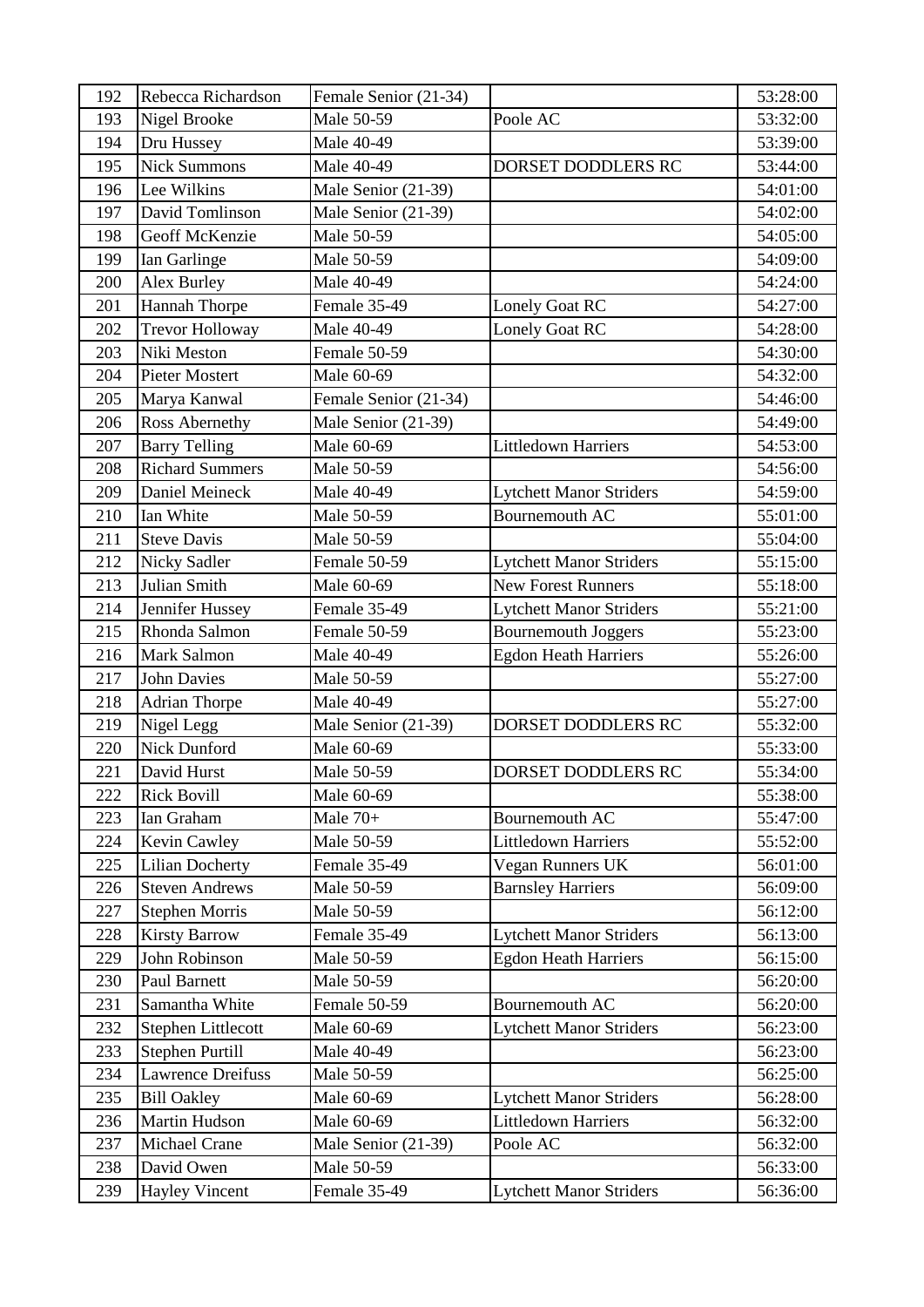| 192 | Rebecca Richardson | Female Senior (21-34) | | 53:28:00 |
|---|---|---|---|---|
| 193 | Nigel Brooke | Male 50-59 | Poole AC | 53:32:00 |
| 194 | Dru Hussey | Male 40-49 | | 53:39:00 |
| 195 | Nick Summons | Male 40-49 | DORSET DODDLERS RC | 53:44:00 |
| 196 | Lee Wilkins | Male Senior (21-39) | | 54:01:00 |
| 197 | David Tomlinson | Male Senior (21-39) | | 54:02:00 |
| 198 | Geoff McKenzie | Male 50-59 | | 54:05:00 |
| 199 | Ian Garlinge | Male 50-59 | | 54:09:00 |
| 200 | Alex Burley | Male 40-49 | | 54:24:00 |
| 201 | Hannah Thorpe | Female 35-49 | Lonely Goat RC | 54:27:00 |
| 202 | Trevor Holloway | Male 40-49 | Lonely Goat RC | 54:28:00 |
| 203 | Niki Meston | Female 50-59 | | 54:30:00 |
| 204 | Pieter Mostert | Male 60-69 | | 54:32:00 |
| 205 | Marya Kanwal | Female Senior (21-34) | | 54:46:00 |
| 206 | Ross Abernethy | Male Senior (21-39) | | 54:49:00 |
| 207 | Barry Telling | Male 60-69 | Littledown Harriers | 54:53:00 |
| 208 | Richard Summers | Male 50-59 | | 54:56:00 |
| 209 | Daniel Meineck | Male 40-49 | Lytchett Manor Striders | 54:59:00 |
| 210 | Ian White | Male 50-59 | Bournemouth AC | 55:01:00 |
| 211 | Steve Davis | Male 50-59 | | 55:04:00 |
| 212 | Nicky Sadler | Female 50-59 | Lytchett Manor Striders | 55:15:00 |
| 213 | Julian Smith | Male 60-69 | New Forest Runners | 55:18:00 |
| 214 | Jennifer Hussey | Female 35-49 | Lytchett Manor Striders | 55:21:00 |
| 215 | Rhonda Salmon | Female 50-59 | Bournemouth Joggers | 55:23:00 |
| 216 | Mark Salmon | Male 40-49 | Egdon Heath Harriers | 55:26:00 |
| 217 | John Davies | Male 50-59 | | 55:27:00 |
| 218 | Adrian Thorpe | Male 40-49 | | 55:27:00 |
| 219 | Nigel Legg | Male Senior (21-39) | DORSET DODDLERS RC | 55:32:00 |
| 220 | Nick Dunford | Male 60-69 | | 55:33:00 |
| 221 | David Hurst | Male 50-59 | DORSET DODDLERS RC | 55:34:00 |
| 222 | Rick Bovill | Male 60-69 | | 55:38:00 |
| 223 | Ian Graham | Male 70+ | Bournemouth AC | 55:47:00 |
| 224 | Kevin Cawley | Male 50-59 | Littledown Harriers | 55:52:00 |
| 225 | Lilian Docherty | Female 35-49 | Vegan Runners UK | 56:01:00 |
| 226 | Steven Andrews | Male 50-59 | Barnsley Harriers | 56:09:00 |
| 227 | Stephen Morris | Male 50-59 | | 56:12:00 |
| 228 | Kirsty Barrow | Female 35-49 | Lytchett Manor Striders | 56:13:00 |
| 229 | John Robinson | Male 50-59 | Egdon Heath Harriers | 56:15:00 |
| 230 | Paul Barnett | Male 50-59 | | 56:20:00 |
| 231 | Samantha White | Female 50-59 | Bournemouth AC | 56:20:00 |
| 232 | Stephen Littlecott | Male 60-69 | Lytchett Manor Striders | 56:23:00 |
| 233 | Stephen Purtill | Male 40-49 | | 56:23:00 |
| 234 | Lawrence Dreifuss | Male 50-59 | | 56:25:00 |
| 235 | Bill Oakley | Male 60-69 | Lytchett Manor Striders | 56:28:00 |
| 236 | Martin Hudson | Male 60-69 | Littledown Harriers | 56:32:00 |
| 237 | Michael Crane | Male Senior (21-39) | Poole AC | 56:32:00 |
| 238 | David Owen | Male 50-59 | | 56:33:00 |
| 239 | Hayley Vincent | Female 35-49 | Lytchett Manor Striders | 56:36:00 |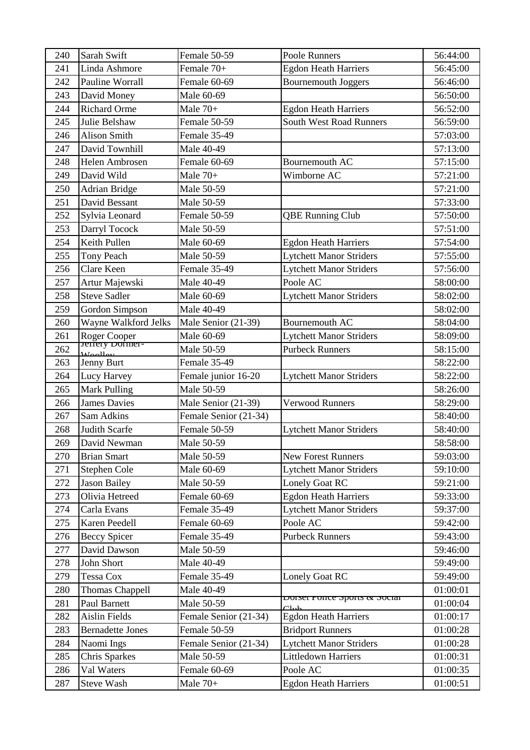| 240 | Sarah Swift | Female 50-59 | Poole Runners | 56:44:00 |
|---|---|---|---|---|
| 241 | Linda Ashmore | Female 70+ | Egdon Heath Harriers | 56:45:00 |
| 242 | Pauline Worrall | Female 60-69 | Bournemouth Joggers | 56:46:00 |
| 243 | David Money | Male 60-69 | | 56:50:00 |
| 244 | Richard Orme | Male 70+ | Egdon Heath Harriers | 56:52:00 |
| 245 | Julie Belshaw | Female 50-59 | South West Road Runners | 56:59:00 |
| 246 | Alison Smith | Female 35-49 | | 57:03:00 |
| 247 | David Townhill | Male 40-49 | | 57:13:00 |
| 248 | Helen Ambrosen | Female 60-69 | Bournemouth AC | 57:15:00 |
| 249 | David Wild | Male 70+ | Wimborne AC | 57:21:00 |
| 250 | Adrian Bridge | Male 50-59 | | 57:21:00 |
| 251 | David Bessant | Male 50-59 | | 57:33:00 |
| 252 | Sylvia Leonard | Female 50-59 | QBE Running Club | 57:50:00 |
| 253 | Darryl Tocock | Male 50-59 | | 57:51:00 |
| 254 | Keith Pullen | Male 60-69 | Egdon Heath Harriers | 57:54:00 |
| 255 | Tony Peach | Male 50-59 | Lytchett Manor Striders | 57:55:00 |
| 256 | Clare Keen | Female 35-49 | Lytchett Manor Striders | 57:56:00 |
| 257 | Artur Majewski | Male 40-49 | Poole AC | 58:00:00 |
| 258 | Steve Sadler | Male 60-69 | Lytchett Manor Striders | 58:02:00 |
| 259 | Gordon Simpson | Male 40-49 | | 58:02:00 |
| 260 | Wayne Walkford Jelks | Male Senior (21-39) | Bournemouth AC | 58:04:00 |
| 261 | Roger Cooper | Male 60-69 | Lytchett Manor Striders | 58:09:00 |
| 262 | Jeffery Dormer-Woolley | Male 50-59 | Purbeck Runners | 58:15:00 |
| 263 | Jenny Burt | Female 35-49 | | 58:22:00 |
| 264 | Lucy Harvey | Female junior 16-20 | Lytchett Manor Striders | 58:22:00 |
| 265 | Mark Pulling | Male 50-59 | | 58:26:00 |
| 266 | James Davies | Male Senior (21-39) | Verwood Runners | 58:29:00 |
| 267 | Sam Adkins | Female Senior (21-34) | | 58:40:00 |
| 268 | Judith Scarfe | Female 50-59 | Lytchett Manor Striders | 58:40:00 |
| 269 | David Newman | Male 50-59 | | 58:58:00 |
| 270 | Brian Smart | Male 50-59 | New Forest Runners | 59:03:00 |
| 271 | Stephen Cole | Male 60-69 | Lytchett Manor Striders | 59:10:00 |
| 272 | Jason Bailey | Male 50-59 | Lonely Goat RC | 59:21:00 |
| 273 | Olivia Hetreed | Female 60-69 | Egdon Heath Harriers | 59:33:00 |
| 274 | Carla Evans | Female 35-49 | Lytchett Manor Striders | 59:37:00 |
| 275 | Karen Peedell | Female 60-69 | Poole AC | 59:42:00 |
| 276 | Beccy Spicer | Female 35-49 | Purbeck Runners | 59:43:00 |
| 277 | David Dawson | Male 50-59 | | 59:46:00 |
| 278 | John Short | Male 40-49 | | 59:49:00 |
| 279 | Tessa Cox | Female 35-49 | Lonely Goat RC | 59:49:00 |
| 280 | Thomas Chappell | Male 40-49 | | 01:00:01 |
| 281 | Paul Barnett | Male 50-59 | Dorset Police Sports & Social Club | 01:00:04 |
| 282 | Aislin Fields | Female Senior (21-34) | Egdon Heath Harriers | 01:00:17 |
| 283 | Bernadette Jones | Female 50-59 | Bridport Runners | 01:00:28 |
| 284 | Naomi Ings | Female Senior (21-34) | Lytchett Manor Striders | 01:00:28 |
| 285 | Chris Sparkes | Male 50-59 | Littledown Harriers | 01:00:31 |
| 286 | Val Waters | Female 60-69 | Poole AC | 01:00:35 |
| 287 | Steve Wash | Male 70+ | Egdon Heath Harriers | 01:00:51 |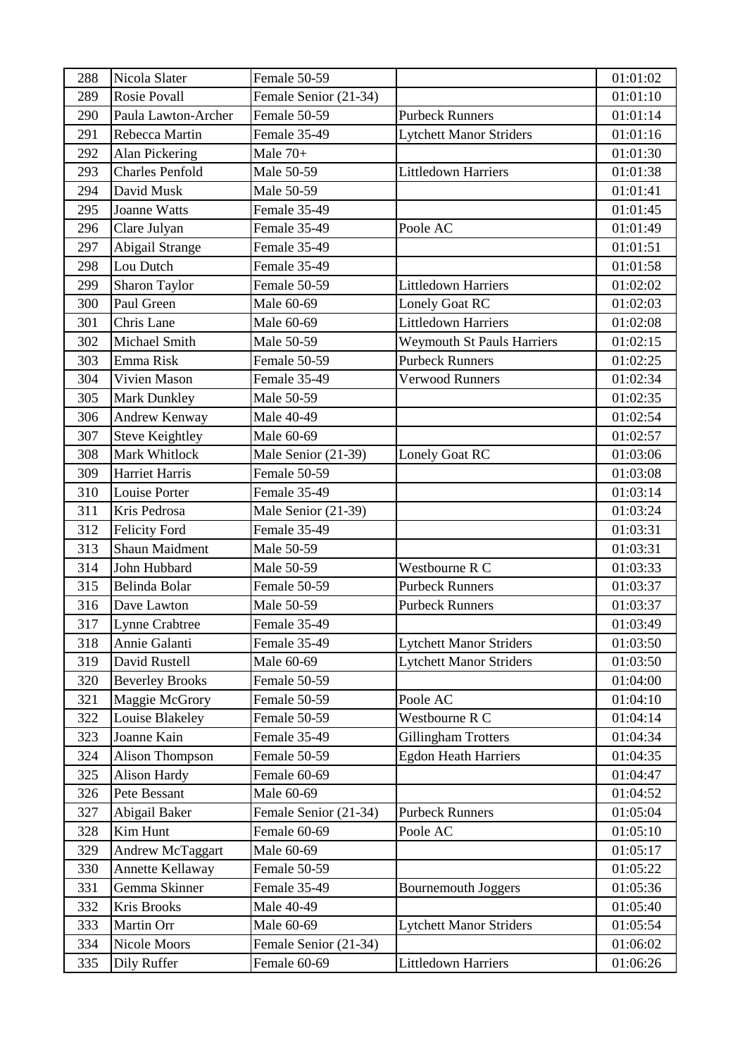| 288 | Nicola Slater | Female 50-59 | | 01:01:02 |
|---|---|---|---|---|
| 289 | Rosie Povall | Female Senior (21-34) | | 01:01:10 |
| 290 | Paula Lawton-Archer | Female 50-59 | Purbeck Runners | 01:01:14 |
| 291 | Rebecca Martin | Female 35-49 | Lytchett Manor Striders | 01:01:16 |
| 292 | Alan Pickering | Male 70+ | | 01:01:30 |
| 293 | Charles Penfold | Male 50-59 | Littledown Harriers | 01:01:38 |
| 294 | David Musk | Male 50-59 | | 01:01:41 |
| 295 | Joanne Watts | Female 35-49 | | 01:01:45 |
| 296 | Clare Julyan | Female 35-49 | Poole AC | 01:01:49 |
| 297 | Abigail Strange | Female 35-49 | | 01:01:51 |
| 298 | Lou Dutch | Female 35-49 | | 01:01:58 |
| 299 | Sharon Taylor | Female 50-59 | Littledown Harriers | 01:02:02 |
| 300 | Paul Green | Male 60-69 | Lonely Goat RC | 01:02:03 |
| 301 | Chris Lane | Male 60-69 | Littledown Harriers | 01:02:08 |
| 302 | Michael Smith | Male 50-59 | Weymouth St Pauls Harriers | 01:02:15 |
| 303 | Emma Risk | Female 50-59 | Purbeck Runners | 01:02:25 |
| 304 | Vivien Mason | Female 35-49 | Verwood Runners | 01:02:34 |
| 305 | Mark Dunkley | Male 50-59 | | 01:02:35 |
| 306 | Andrew Kenway | Male 40-49 | | 01:02:54 |
| 307 | Steve Keightley | Male 60-69 | | 01:02:57 |
| 308 | Mark Whitlock | Male Senior (21-39) | Lonely Goat RC | 01:03:06 |
| 309 | Harriet Harris | Female 50-59 | | 01:03:08 |
| 310 | Louise Porter | Female 35-49 | | 01:03:14 |
| 311 | Kris Pedrosa | Male Senior (21-39) | | 01:03:24 |
| 312 | Felicity Ford | Female 35-49 | | 01:03:31 |
| 313 | Shaun Maidment | Male 50-59 | | 01:03:31 |
| 314 | John Hubbard | Male 50-59 | Westbourne R C | 01:03:33 |
| 315 | Belinda Bolar | Female 50-59 | Purbeck Runners | 01:03:37 |
| 316 | Dave Lawton | Male 50-59 | Purbeck Runners | 01:03:37 |
| 317 | Lynne Crabtree | Female 35-49 | | 01:03:49 |
| 318 | Annie Galanti | Female 35-49 | Lytchett Manor Striders | 01:03:50 |
| 319 | David Rustell | Male 60-69 | Lytchett Manor Striders | 01:03:50 |
| 320 | Beverley Brooks | Female 50-59 | | 01:04:00 |
| 321 | Maggie McGrory | Female 50-59 | Poole AC | 01:04:10 |
| 322 | Louise Blakeley | Female 50-59 | Westbourne R C | 01:04:14 |
| 323 | Joanne Kain | Female 35-49 | Gillingham Trotters | 01:04:34 |
| 324 | Alison Thompson | Female 50-59 | Egdon Heath Harriers | 01:04:35 |
| 325 | Alison Hardy | Female 60-69 | | 01:04:47 |
| 326 | Pete Bessant | Male 60-69 | | 01:04:52 |
| 327 | Abigail Baker | Female Senior (21-34) | Purbeck Runners | 01:05:04 |
| 328 | Kim Hunt | Female 60-69 | Poole AC | 01:05:10 |
| 329 | Andrew McTaggart | Male 60-69 | | 01:05:17 |
| 330 | Annette Kellaway | Female 50-59 | | 01:05:22 |
| 331 | Gemma Skinner | Female 35-49 | Bournemouth Joggers | 01:05:36 |
| 332 | Kris Brooks | Male 40-49 | | 01:05:40 |
| 333 | Martin Orr | Male 60-69 | Lytchett Manor Striders | 01:05:54 |
| 334 | Nicole Moors | Female Senior (21-34) | | 01:06:02 |
| 335 | Dily Ruffer | Female 60-69 | Littledown Harriers | 01:06:26 |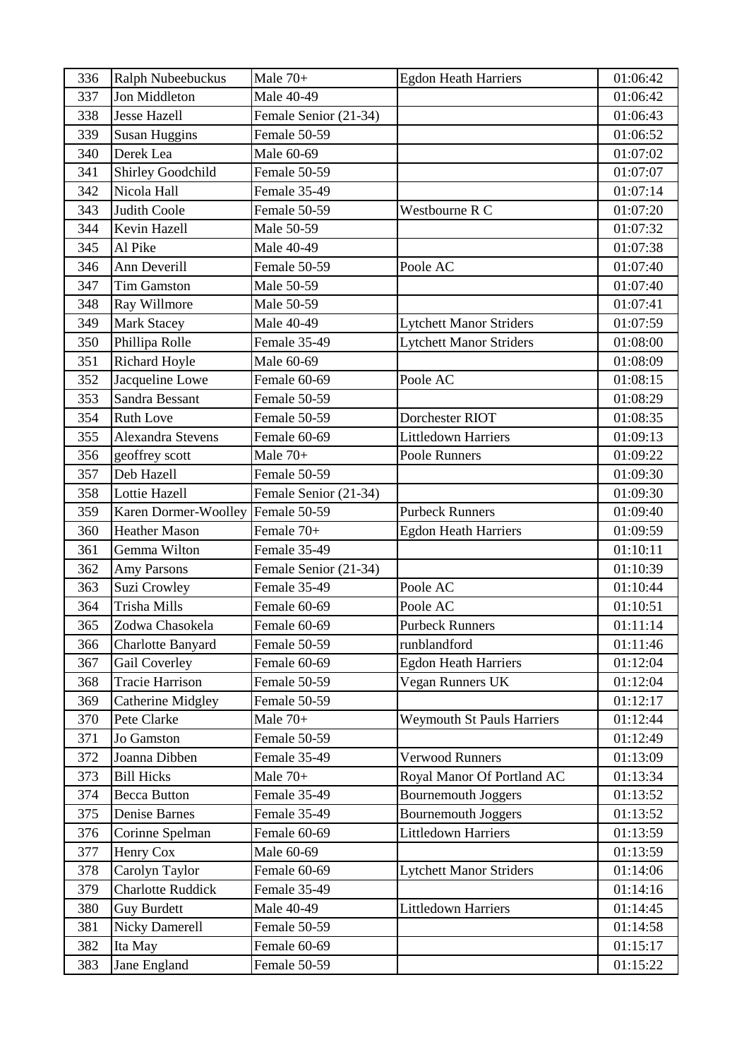| 336 | Ralph Nubeebuckus | Male 70+ | Egdon Heath Harriers | 01:06:42 |
|---|---|---|---|---|
| 337 | Jon Middleton | Male 40-49 | | 01:06:42 |
| 338 | Jesse Hazell | Female Senior (21-34) | | 01:06:43 |
| 339 | Susan Huggins | Female 50-59 | | 01:06:52 |
| 340 | Derek Lea | Male 60-69 | | 01:07:02 |
| 341 | Shirley Goodchild | Female 50-59 | | 01:07:07 |
| 342 | Nicola Hall | Female 35-49 | | 01:07:14 |
| 343 | Judith Coole | Female 50-59 | Westbourne R C | 01:07:20 |
| 344 | Kevin Hazell | Male 50-59 | | 01:07:32 |
| 345 | Al Pike | Male 40-49 | | 01:07:38 |
| 346 | Ann Deverill | Female 50-59 | Poole AC | 01:07:40 |
| 347 | Tim Gamston | Male 50-59 | | 01:07:40 |
| 348 | Ray Willmore | Male 50-59 | | 01:07:41 |
| 349 | Mark Stacey | Male 40-49 | Lytchett Manor Striders | 01:07:59 |
| 350 | Phillipa Rolle | Female 35-49 | Lytchett Manor Striders | 01:08:00 |
| 351 | Richard Hoyle | Male 60-69 | | 01:08:09 |
| 352 | Jacqueline Lowe | Female 60-69 | Poole AC | 01:08:15 |
| 353 | Sandra Bessant | Female 50-59 | | 01:08:29 |
| 354 | Ruth Love | Female 50-59 | Dorchester RIOT | 01:08:35 |
| 355 | Alexandra Stevens | Female 60-69 | Littledown Harriers | 01:09:13 |
| 356 | geoffrey scott | Male 70+ | Poole Runners | 01:09:22 |
| 357 | Deb Hazell | Female 50-59 | | 01:09:30 |
| 358 | Lottie Hazell | Female Senior (21-34) | | 01:09:30 |
| 359 | Karen Dormer-Woolley | Female 50-59 | Purbeck Runners | 01:09:40 |
| 360 | Heather Mason | Female 70+ | Egdon Heath Harriers | 01:09:59 |
| 361 | Gemma Wilton | Female 35-49 | | 01:10:11 |
| 362 | Amy Parsons | Female Senior (21-34) | | 01:10:39 |
| 363 | Suzi Crowley | Female 35-49 | Poole AC | 01:10:44 |
| 364 | Trisha Mills | Female 60-69 | Poole AC | 01:10:51 |
| 365 | Zodwa Chasokela | Female 60-69 | Purbeck Runners | 01:11:14 |
| 366 | Charlotte Banyard | Female 50-59 | runblandford | 01:11:46 |
| 367 | Gail Coverley | Female 60-69 | Egdon Heath Harriers | 01:12:04 |
| 368 | Tracie Harrison | Female 50-59 | Vegan Runners UK | 01:12:04 |
| 369 | Catherine Midgley | Female 50-59 | | 01:12:17 |
| 370 | Pete Clarke | Male 70+ | Weymouth St Pauls Harriers | 01:12:44 |
| 371 | Jo Gamston | Female 50-59 | | 01:12:49 |
| 372 | Joanna Dibben | Female 35-49 | Verwood Runners | 01:13:09 |
| 373 | Bill Hicks | Male 70+ | Royal Manor Of Portland AC | 01:13:34 |
| 374 | Becca Button | Female 35-49 | Bournemouth Joggers | 01:13:52 |
| 375 | Denise Barnes | Female 35-49 | Bournemouth Joggers | 01:13:52 |
| 376 | Corinne Spelman | Female 60-69 | Littledown Harriers | 01:13:59 |
| 377 | Henry Cox | Male 60-69 | | 01:13:59 |
| 378 | Carolyn Taylor | Female 60-69 | Lytchett Manor Striders | 01:14:06 |
| 379 | Charlotte Ruddick | Female 35-49 | | 01:14:16 |
| 380 | Guy Burdett | Male 40-49 | Littledown Harriers | 01:14:45 |
| 381 | Nicky Damerell | Female 50-59 | | 01:14:58 |
| 382 | Ita May | Female 60-69 | | 01:15:17 |
| 383 | Jane England | Female 50-59 | | 01:15:22 |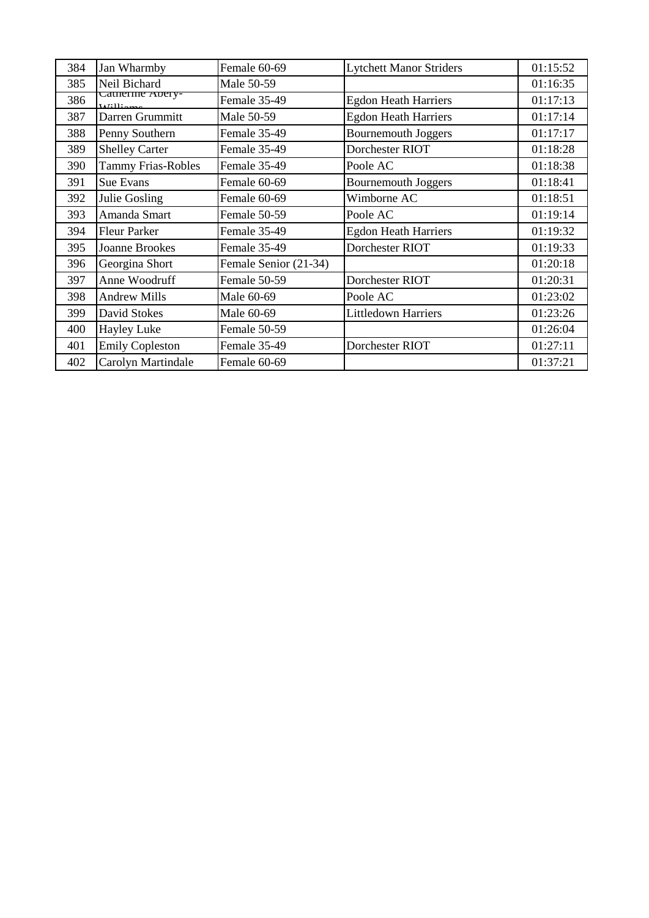| 384 | Jan Wharmby | Female 60-69 | Lytchett Manor Striders | 01:15:52 |
|---|---|---|---|---|
| 385 | Neil Bichard | Male 50-59 | | 01:16:35 |
| 386 | Catherine Abery-Williams | Female 35-49 | Egdon Heath Harriers | 01:17:13 |
| 387 | Darren Grummitt | Male 50-59 | Egdon Heath Harriers | 01:17:14 |
| 388 | Penny Southern | Female 35-49 | Bournemouth Joggers | 01:17:17 |
| 389 | Shelley Carter | Female 35-49 | Dorchester RIOT | 01:18:28 |
| 390 | Tammy Frias-Robles | Female 35-49 | Poole AC | 01:18:38 |
| 391 | Sue Evans | Female 60-69 | Bournemouth Joggers | 01:18:41 |
| 392 | Julie Gosling | Female 60-69 | Wimborne AC | 01:18:51 |
| 393 | Amanda Smart | Female 50-59 | Poole AC | 01:19:14 |
| 394 | Fleur Parker | Female 35-49 | Egdon Heath Harriers | 01:19:32 |
| 395 | Joanne Brookes | Female 35-49 | Dorchester RIOT | 01:19:33 |
| 396 | Georgina Short | Female Senior (21-34) | | 01:20:18 |
| 397 | Anne Woodruff | Female 50-59 | Dorchester RIOT | 01:20:31 |
| 398 | Andrew Mills | Male 60-69 | Poole AC | 01:23:02 |
| 399 | David Stokes | Male 60-69 | Littledown Harriers | 01:23:26 |
| 400 | Hayley Luke | Female 50-59 | | 01:26:04 |
| 401 | Emily Copleston | Female 35-49 | Dorchester RIOT | 01:27:11 |
| 402 | Carolyn Martindale | Female 60-69 | | 01:37:21 |